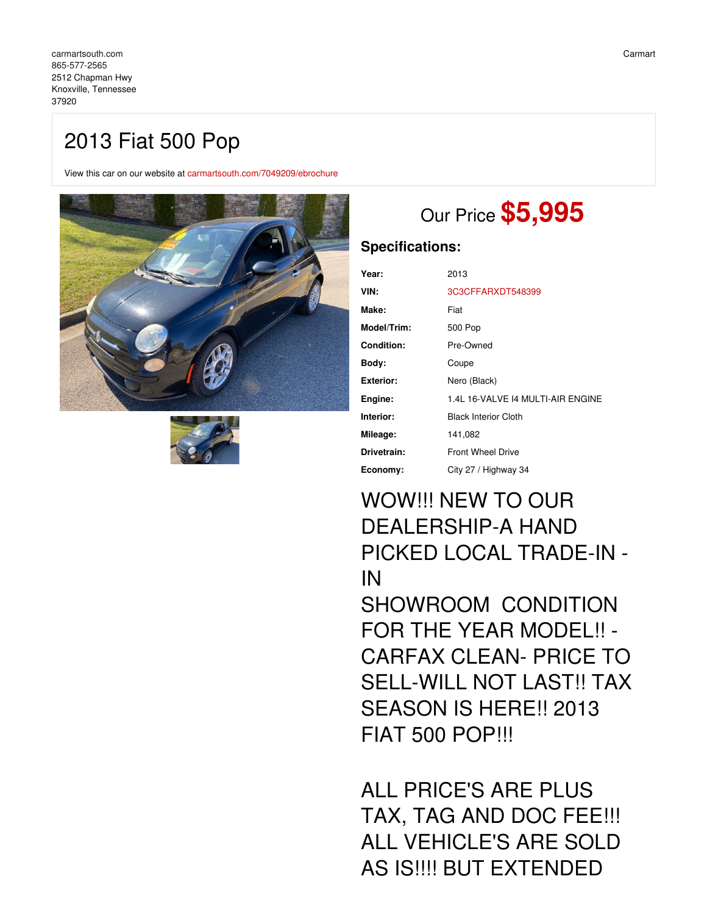carmartsouth.com
865-577-2565
2512 Chapman Hwy
Knoxville, Tennessee
37920

Carmart

# 2013 Fiat 500 Pop

View this car on our website at carmartsouth.com/7049209/ebrochure

Our Price **$5,995**

## Specifications:

| | |
|---|---|
| **Year:** | 2013 |
| **VIN:** | 3C3CFFARXDT548399 |
| **Make:** | Fiat |
| **Model/Trim:** | 500 Pop |
| **Condition:** | Pre-Owned |
| **Body:** | Coupe |
| **Exterior:** | Nero (Black) |
| **Engine:** | 1.4L 16-VALVE I4 MULTI-AIR ENGINE |
| **Interior:** | Black Interior Cloth |
| **Mileage:** | 141,082 |
| **Drivetrain:** | Front Wheel Drive |
| **Economy:** | City 27 / Highway 34 |

WOW!!! NEW TO OUR DEALERSHIP-A HAND PICKED LOCAL TRADE-IN - IN
SHOWROOM CONDITION FOR THE YEAR MODEL!! - CARFAX CLEAN- PRICE TO SELL-WILL NOT LAST!! TAX SEASON IS HERE!! 2013 FIAT 500 POP!!!

ALL PRICE'S ARE PLUS TAX, TAG AND DOC FEE!!! ALL VEHICLE'S ARE SOLD AS IS!!!! BUT EXTENDED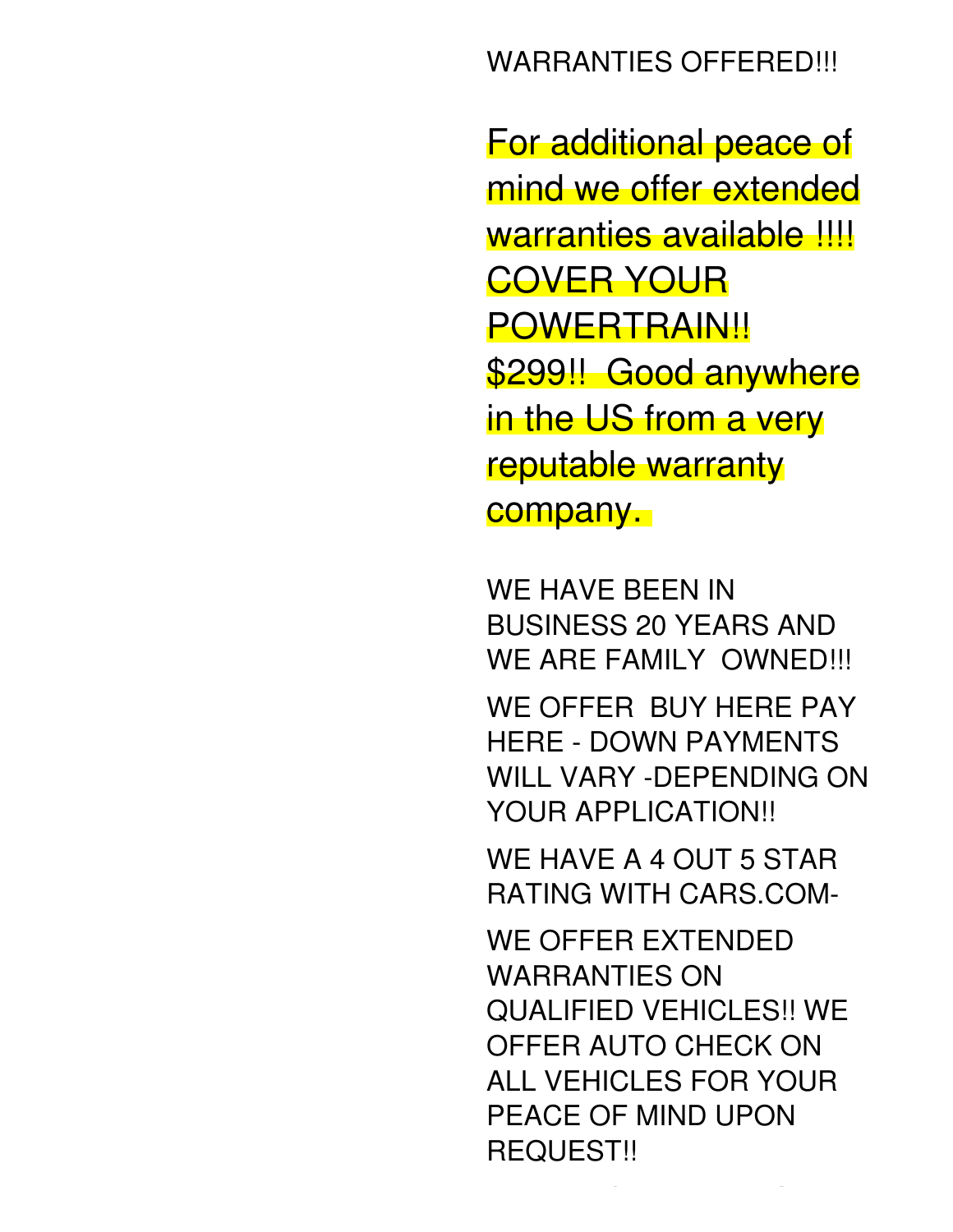WARRANTIES OFFERED!!!

For additional peace of mind we offer extended warranties available !!!! COVER YOUR POWERTRAIN!! $299!! Good anywhere in the US from a very reputable warranty company.

WE HAVE BEEN IN BUSINESS 20 YEARS AND WE ARE FAMILY OWNED!!!

WE OFFER BUY HERE PAY HERE - DOWN PAYMENTS WILL VARY -DEPENDING ON YOUR APPLICATION!!

WE HAVE A 4 OUT 5 STAR RATING WITH CARS.COM-

WE OFFER EXTENDED WARRANTIES ON QUALIFIED VEHICLES!! WE OFFER AUTO CHECK ON ALL VEHICLES FOR YOUR PEACE OF MIND UPON REQUEST!!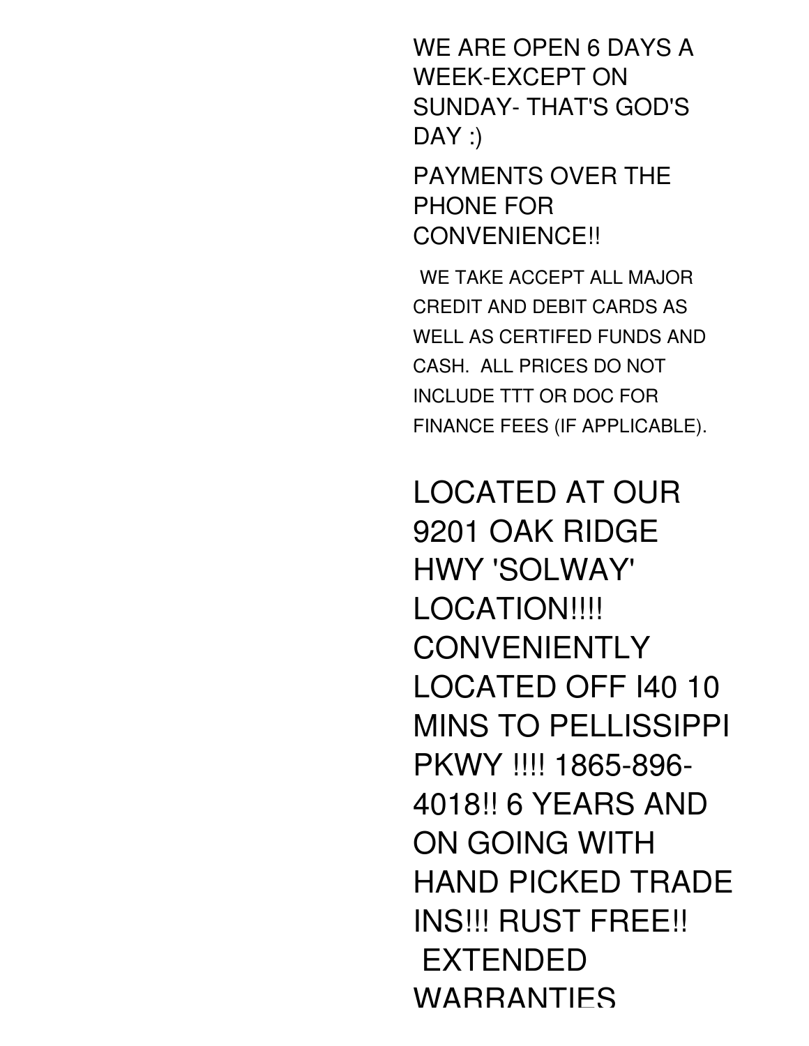WE ARE OPEN 6 DAYS A WEEK-EXCEPT ON SUNDAY- THAT'S GOD'S DAY :)

PAYMENTS OVER THE PHONE FOR CONVENIENCE!!

WE TAKE ACCEPT ALL MAJOR CREDIT AND DEBIT CARDS AS WELL AS CERTIFED FUNDS AND CASH. ALL PRICES DO NOT INCLUDE TTT OR DOC FOR FINANCE FEES (IF APPLICABLE).

LOCATED AT OUR 9201 OAK RIDGE HWY 'SOLWAY' LOCATION!!!! CONVENIENTLY LOCATED OFF I40 10 MINS TO PELLISSIPPI PKWY !!!! 1865-896-4018!! 6 YEARS AND ON GOING WITH HAND PICKED TRADE INS!!! RUST FREE!! EXTENDED WARRANTIES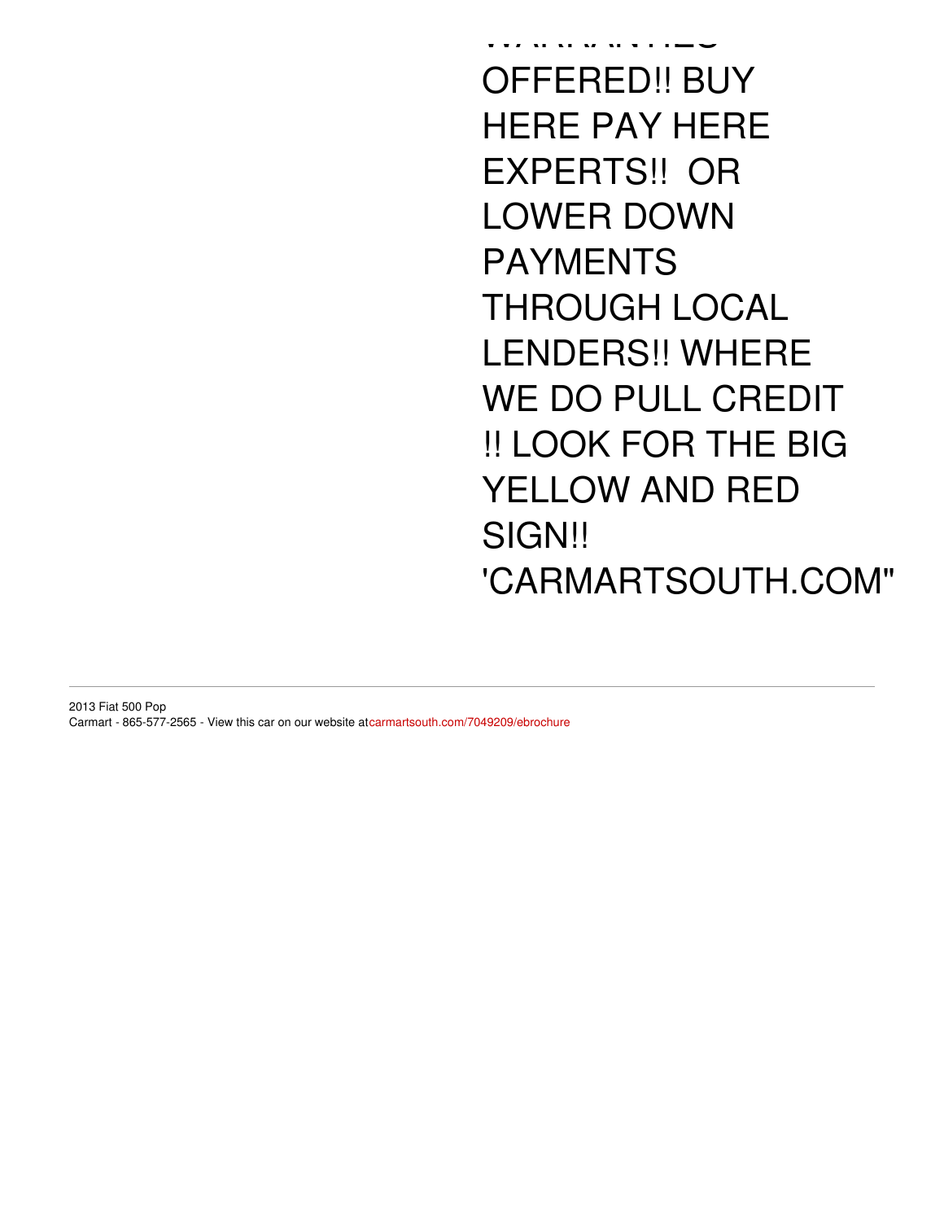WARRANTIES OFFERED!! BUY HERE PAY HERE EXPERTS!! OR LOWER DOWN PAYMENTS THROUGH LOCAL LENDERS!! WHERE WE DO PULL CREDIT !! LOOK FOR THE BIG YELLOW AND RED SIGN!! 'CARMARTSOUTH.COM"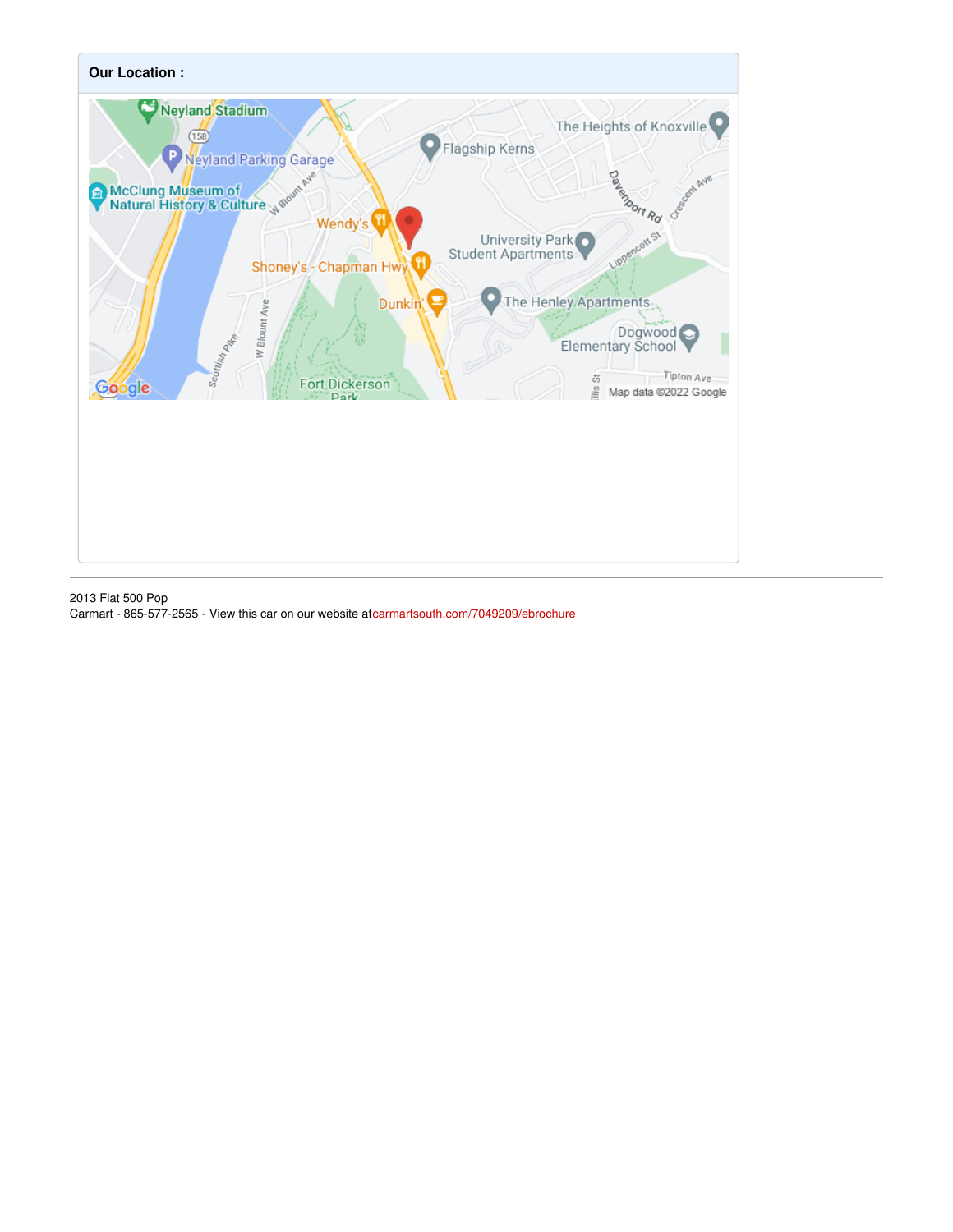**Our Location :**

2013 Fiat 500 Pop
Carmart - 865-577-2565 - View this car on our website atcarmartsouth.com/7049209/ebrochure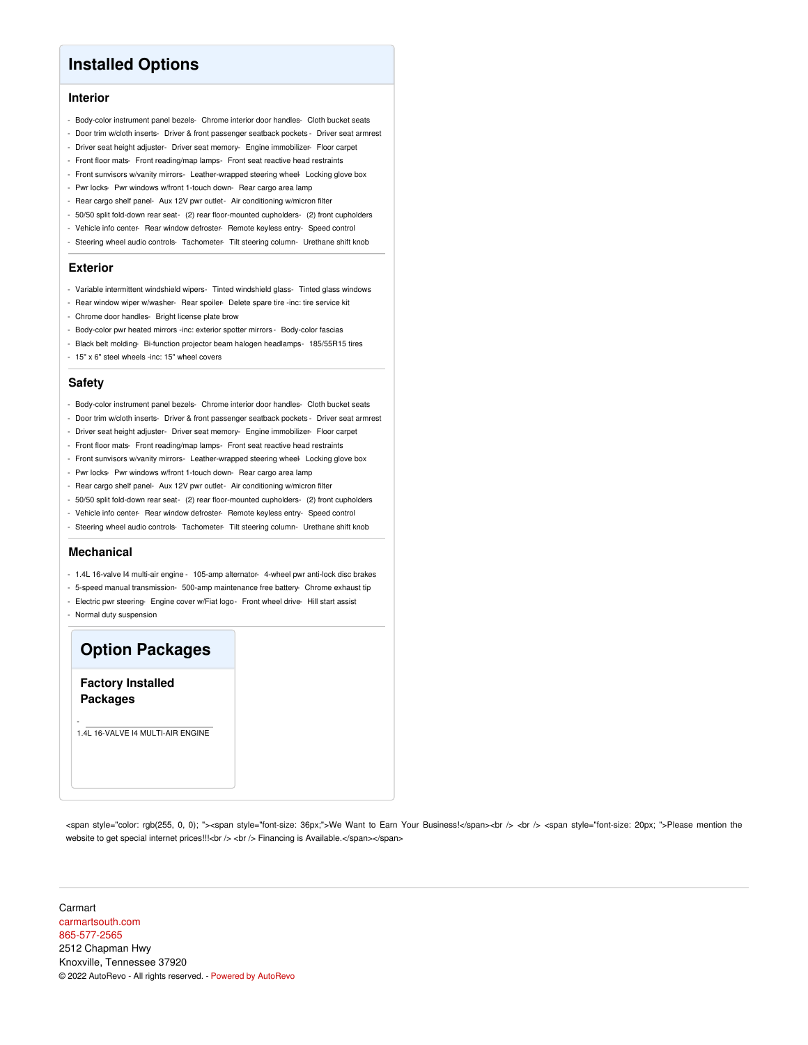# Installed Options

## Interior

- Body-color instrument panel bezels- Chrome interior door handles- Cloth bucket seats
- Door trim w/cloth inserts- Driver & front passenger seatback pockets - Driver seat armrest
- Driver seat height adjuster- Driver seat memory- Engine immobilizer- Floor carpet
- Front floor mats- Front reading/map lamps- Front seat reactive head restraints
- Front sunvisors w/vanity mirrors- Leather-wrapped steering wheel- Locking glove box
- Pwr locks- Pwr windows w/front 1-touch down- Rear cargo area lamp
- Rear cargo shelf panel- Aux 12V pwr outlet- Air conditioning w/micron filter
- 50/50 split fold-down rear seat- (2) rear floor-mounted cupholders- (2) front cupholders
- Vehicle info center- Rear window defroster- Remote keyless entry- Speed control
- Steering wheel audio controls- Tachometer- Tilt steering column- Urethane shift knob

## Exterior

- Variable intermittent windshield wipers- Tinted windshield glass- Tinted glass windows
- Rear window wiper w/washer- Rear spoiler- Delete spare tire -inc: tire service kit
- Chrome door handles- Bright license plate brow
- Body-color pwr heated mirrors -inc: exterior spotter mirrors - Body-color fascias
- Black belt molding- Bi-function projector beam halogen headlamps- 185/55R15 tires
- 15" x 6" steel wheels -inc: 15" wheel covers

## Safety

- Body-color instrument panel bezels- Chrome interior door handles- Cloth bucket seats
- Door trim w/cloth inserts- Driver & front passenger seatback pockets - Driver seat armrest
- Driver seat height adjuster- Driver seat memory- Engine immobilizer- Floor carpet
- Front floor mats- Front reading/map lamps- Front seat reactive head restraints
- Front sunvisors w/vanity mirrors- Leather-wrapped steering wheel- Locking glove box
- Pwr locks- Pwr windows w/front 1-touch down- Rear cargo area lamp
- Rear cargo shelf panel- Aux 12V pwr outlet- Air conditioning w/micron filter
- 50/50 split fold-down rear seat- (2) rear floor-mounted cupholders- (2) front cupholders
- Vehicle info center- Rear window defroster- Remote keyless entry- Speed control
- Steering wheel audio controls- Tachometer- Tilt steering column- Urethane shift knob

## Mechanical

- 1.4L 16-valve I4 multi-air engine - 105-amp alternator- 4-wheel pwr anti-lock disc brakes
- 5-speed manual transmission- 500-amp maintenance free battery- Chrome exhaust tip
- Electric pwr steering- Engine cover w/Fiat logo- Front wheel drive- Hill start assist
- Normal duty suspension

# Option Packages

## Factory Installed Packages

- 1.4L 16-VALVE I4 MULTI-AIR ENGINE

<span style="color: rgb(255, 0, 0); "><span style="font-size: 36px;">We Want to Earn Your Business!</span><br /> <br /> <span style="font-size: 20px; ">Please mention the website to get special internet prices!!!<br /> <br /> Financing is Available.</span></span>

Carmart
carmartsouth.com
865-577-2565
2512 Chapman Hwy
Knoxville, Tennessee 37920
© 2022 AutoRevo - All rights reserved. - Powered by AutoRevo